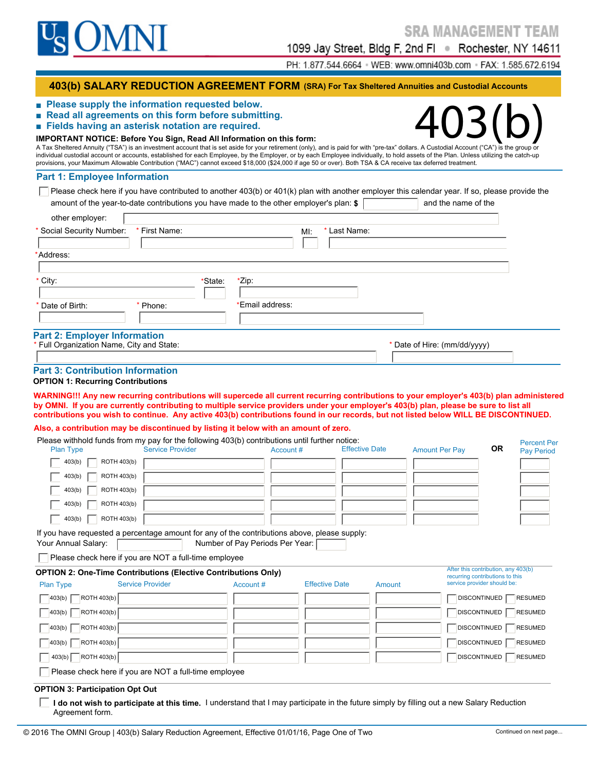US OMNI

SRA MANAGEMENT TEAM

1099 Jay Street, Bldg F, 2nd Fl • Rochester, NY 14611

PH: 1.877.544.6664 • WEB: www.omni403b.com • FAX: 1.585.672.6194

# 403(b) SALARY REDUCTION AGREEMENT FORM (SRA) For Tax Sheltered Annuities and Custodial Accounts

# 403(b)

- **Please supply the information requested below.**
- **Read all agreements on this form before submitting.**
- **Fields having an asterisk notation are required.**

**IMPORTANT NOTICE: Before You Sign, Read All Information on this form:**
A Tax Sheltered Annuity ("TSA") is an investment account that is set aside for your retirement (only), and is paid for with "pre-tax" dollars. A Custodial Account ("CA") is the group or individual custodial account or accounts, established for each Employee, by the Employer, or by each Employee individually, to hold assets of the Plan. Unless utilizing the catch-up provisions, your Maximum Allowable Contribution ("MAC") cannot exceed $18,000 ($24,000 if age 50 or over). Both TSA & CA receive tax deferred treatment.

## Part 1: Employee Information

☐ Please check here if you have contributed to another 403(b) or 401(k) plan with another employer this calendar year. If so, please provide the amount of the year-to-date contributions you have made to the other employer's plan: $ __________ and the name of the other employer: __________

\* Social Security Number: __________ \* First Name: __________ MI: ____ \* Last Name: __________

\*Address: __________

\* City: __________ \*State: ____ \*Zip: __________

\* Date of Birth: __________ \* Phone: __________ \*Email address: __________

## Part 2: Employer Information

\* Full Organization Name, City and State: __________ \* Date of Hire: (mm/dd/yyyy) __________

## Part 3: Contribution Information

**OPTION 1: Recurring Contributions**

**WARNING!!! Any new recurring contributions will supercede all current recurring contributions to your employer's 403(b) plan administered by OMNI. If you are currently contributing to multiple service providers under your employer's 403(b) plan, please be sure to list all contributions you wish to continue. Any active 403(b) contributions found in our records, but not listed below WILL BE DISCONTINUED.**

**Also, a contribution may be discontinued by listing it below with an amount of zero.**

Please withhold funds from my pay for the following 403(b) contributions until further notice:

| Plan Type | Service Provider | Account # | Effective Date | Amount Per Pay | OR | Percent Per Pay Period |
|---|---|---|---|---|---|---|
| ☐ 403(b) ☐ ROTH 403(b) | | | | | | |
| ☐ 403(b) ☐ ROTH 403(b) | | | | | | |
| ☐ 403(b) ☐ ROTH 403(b) | | | | | | |
| ☐ 403(b) ☐ ROTH 403(b) | | | | | | |
| ☐ 403(b) ☐ ROTH 403(b) | | | | | | |

If you have requested a percentage amount for any of the contributions above, please supply:
Your Annual Salary: __________ Number of Pay Periods Per Year: ____

☐ Please check here if you are NOT a full-time employee

**OPTION 2: One-Time Contributions (Elective Contributions Only)**

| Plan Type | Service Provider | Account # | Effective Date | Amount | After this contribution, any 403(b) recurring contributions to this service provider should be: |
|---|---|---|---|---|---|
| ☐ 403(b) ☐ ROTH 403(b) | | | | | ☐ DISCONTINUED ☐ RESUMED |
| ☐ 403(b) ☐ ROTH 403(b) | | | | | ☐ DISCONTINUED ☐ RESUMED |
| ☐ 403(b) ☐ ROTH 403(b) | | | | | ☐ DISCONTINUED ☐ RESUMED |
| ☐ 403(b) ☐ ROTH 403(b) | | | | | ☐ DISCONTINUED ☐ RESUMED |
| ☐ 403(b) ☐ ROTH 403(b) | | | | | ☐ DISCONTINUED ☐ RESUMED |

☐ Please check here if you are NOT a full-time employee

**OPTION 3: Participation Opt Out**

☐ **I do not wish to participate at this time.** I understand that I may participate in the future simply by filling out a new Salary Reduction Agreement form.

© 2016 The OMNI Group | 403(b) Salary Reduction Agreement, Effective 01/01/16, Page One of Two

Continued on next page...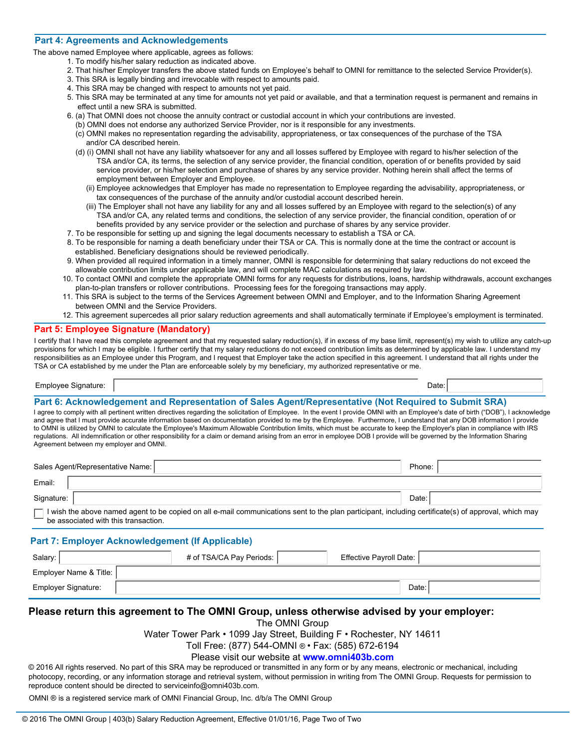## Part 4: Agreements and Acknowledgements

The above named Employee where applicable, agrees as follows:

1. To modify his/her salary reduction as indicated above.
2. That his/her Employer transfers the above stated funds on Employee's behalf to OMNI for remittance to the selected Service Provider(s).
3. This SRA is legally binding and irrevocable with respect to amounts paid.
4. This SRA may be changed with respect to amounts not yet paid.
5. This SRA may be terminated at any time for amounts not yet paid or available, and that a termination request is permanent and remains in effect until a new SRA is submitted.
6. (a) That OMNI does not choose the annuity contract or custodial account in which your contributions are invested.
   (b) OMNI does not endorse any authorized Service Provider, nor is it responsible for any investments.
   (c) OMNI makes no representation regarding the advisability, appropriateness, or tax consequences of the purchase of the TSA and/or CA described herein.
   (d) (i) OMNI shall not have any liability whatsoever for any and all losses suffered by Employee with regard to his/her selection of the TSA and/or CA, its terms, the selection of any service provider, the financial condition, operation of or benefits provided by said service provider, or his/her selection and purchase of shares by any service provider. Nothing herein shall affect the terms of employment between Employer and Employee.
   (ii) Employee acknowledges that Employer has made no representation to Employee regarding the advisability, appropriateness, or tax consequences of the purchase of the annuity and/or custodial account described herein.
   (iii) The Employer shall not have any liability for any and all losses suffered by an Employee with regard to the selection(s) of any TSA and/or CA, any related terms and conditions, the selection of any service provider, the financial condition, operation of or benefits provided by any service provider or the selection and purchase of shares by any service provider.
7. To be responsible for setting up and signing the legal documents necessary to establish a TSA or CA.
8. To be responsible for naming a death beneficiary under their TSA or CA. This is normally done at the time the contract or account is established. Beneficiary designations should be reviewed periodically.
9. When provided all required information in a timely manner, OMNI is responsible for determining that salary reductions do not exceed the allowable contribution limits under applicable law, and will complete MAC calculations as required by law.
10. To contact OMNI and complete the appropriate OMNI forms for any requests for distributions, loans, hardship withdrawals, account exchanges plan-to-plan transfers or rollover contributions. Processing fees for the foregoing transactions may apply.
11. This SRA is subject to the terms of the Services Agreement between OMNI and Employer, and to the Information Sharing Agreement between OMNI and the Service Providers.
12. This agreement supercedes all prior salary reduction agreements and shall automatically terminate if Employee's employment is terminated.

## Part 5: Employee Signature (Mandatory)

I certify that I have read this complete agreement and that my requested salary reduction(s), if in excess of my base limit, represent(s) my wish to utilize any catch-up provisions for which I may be eligible. I further certify that my salary reductions do not exceed contribution limits as determined by applicable law. I understand my responsibilities as an Employee under this Program, and I request that Employer take the action specified in this agreement. I understand that all rights under the TSA or CA established by me under the Plan are enforceable solely by my beneficiary, my authorized representative or me.

Employee Signature: ______________________ Date: __________

## Part 6: Acknowledgement and Representation of Sales Agent/Representative (Not Required to Submit SRA)

I agree to comply with all pertinent written directives regarding the solicitation of Employee. In the event I provide OMNI with an Employee's date of birth ("DOB"), I acknowledge and agree that I must provide accurate information based on documentation provided to me by the Employee. Furthermore, I understand that any DOB information I provide to OMNI is utilized by OMNI to calculate the Employee's Maximum Allowable Contribution limits, which must be accurate to keep the Employer's plan in compliance with IRS regulations. All indemnification or other responsibility for a claim or demand arising from an error in employee DOB I provide will be governed by the Information Sharing Agreement between my employer and OMNI.

Sales Agent/Representative Name: ______________________ Phone: __________

Email: ______________________

Signature: ______________________ Date: __________

☐ I wish the above named agent to be copied on all e-mail communications sent to the plan participant, including certificate(s) of approval, which may be associated with this transaction.

## Part 7: Employer Acknowledgement (If Applicable)

Salary: __________ # of TSA/CA Pay Periods: __________ Effective Payroll Date: __________

Employer Name & Title: ______________________

Employer Signature: ______________________ Date: __________

**Please return this agreement to The OMNI Group, unless otherwise advised by your employer:**

The OMNI Group
Water Tower Park • 1099 Jay Street, Building F • Rochester, NY 14611
Toll Free: (877) 544-OMNI ® • Fax: (585) 672-6194
Please visit our website at **www.omni403b.com**

© 2016 All rights reserved. No part of this SRA may be reproduced or transmitted in any form or by any means, electronic or mechanical, including photocopy, recording, or any information storage and retrieval system, without permission in writing from The OMNI Group. Requests for permission to reproduce content should be directed to serviceinfo@omni403b.com.

OMNI ® is a registered service mark of OMNI Financial Group, Inc. d/b/a The OMNI Group